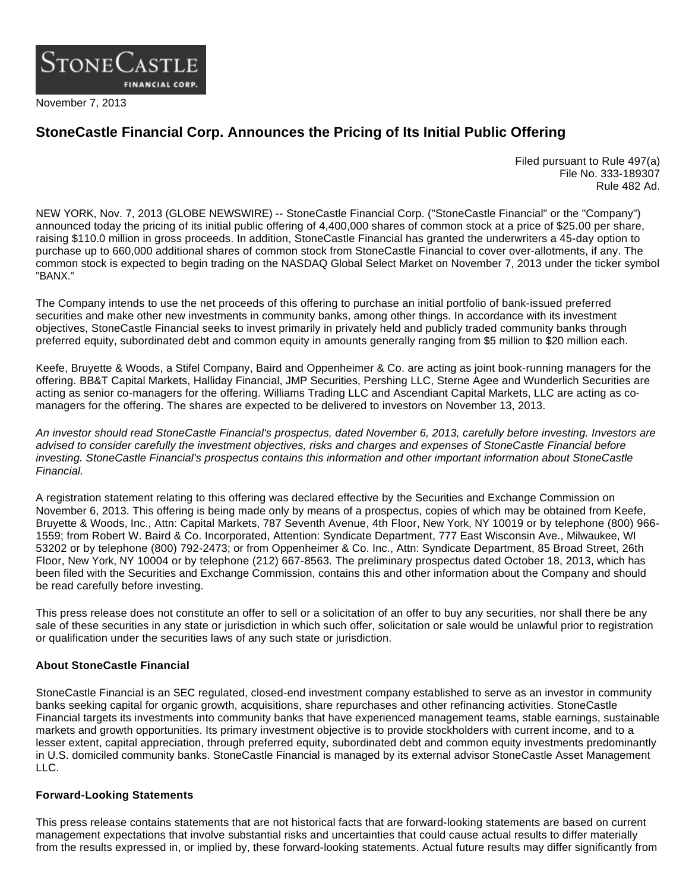StoneCastle Financial Corp.

November 7, 2013

# StoneCastle Financial Corp. Announces the Pricing of Its Initial Public Offering

Filed pursuant to Rule 497(a)
File No. 333-189307
Rule 482 Ad.

NEW YORK, Nov. 7, 2013 (GLOBE NEWSWIRE) -- StoneCastle Financial Corp. ("StoneCastle Financial" or the "Company") announced today the pricing of its initial public offering of 4,400,000 shares of common stock at a price of $25.00 per share, raising $110.0 million in gross proceeds. In addition, StoneCastle Financial has granted the underwriters a 45-day option to purchase up to 660,000 additional shares of common stock from StoneCastle Financial to cover over-allotments, if any. The common stock is expected to begin trading on the NASDAQ Global Select Market on November 7, 2013 under the ticker symbol "BANX."

The Company intends to use the net proceeds of this offering to purchase an initial portfolio of bank-issued preferred securities and make other new investments in community banks, among other things. In accordance with its investment objectives, StoneCastle Financial seeks to invest primarily in privately held and publicly traded community banks through preferred equity, subordinated debt and common equity in amounts generally ranging from $5 million to $20 million each.

Keefe, Bruyette & Woods, a Stifel Company, Baird and Oppenheimer & Co. are acting as joint book-running managers for the offering. BB&T Capital Markets, Halliday Financial, JMP Securities, Pershing LLC, Sterne Agee and Wunderlich Securities are acting as senior co-managers for the offering. Williams Trading LLC and Ascendiant Capital Markets, LLC are acting as co-managers for the offering. The shares are expected to be delivered to investors on November 13, 2013.

*An investor should read StoneCastle Financial's prospectus, dated November 6, 2013, carefully before investing. Investors are advised to consider carefully the investment objectives, risks and charges and expenses of StoneCastle Financial before investing. StoneCastle Financial's prospectus contains this information and other important information about StoneCastle Financial.*

A registration statement relating to this offering was declared effective by the Securities and Exchange Commission on November 6, 2013. This offering is being made only by means of a prospectus, copies of which may be obtained from Keefe, Bruyette & Woods, Inc., Attn: Capital Markets, 787 Seventh Avenue, 4th Floor, New York, NY 10019 or by telephone (800) 966-1559; from Robert W. Baird & Co. Incorporated, Attention: Syndicate Department, 777 East Wisconsin Ave., Milwaukee, WI 53202 or by telephone (800) 792-2473; or from Oppenheimer & Co. Inc., Attn: Syndicate Department, 85 Broad Street, 26th Floor, New York, NY 10004 or by telephone (212) 667-8563. The preliminary prospectus dated October 18, 2013, which has been filed with the Securities and Exchange Commission, contains this and other information about the Company and should be read carefully before investing.

This press release does not constitute an offer to sell or a solicitation of an offer to buy any securities, nor shall there be any sale of these securities in any state or jurisdiction in which such offer, solicitation or sale would be unlawful prior to registration or qualification under the securities laws of any such state or jurisdiction.

**About StoneCastle Financial**

StoneCastle Financial is an SEC regulated, closed-end investment company established to serve as an investor in community banks seeking capital for organic growth, acquisitions, share repurchases and other refinancing activities. StoneCastle Financial targets its investments into community banks that have experienced management teams, stable earnings, sustainable markets and growth opportunities. Its primary investment objective is to provide stockholders with current income, and to a lesser extent, capital appreciation, through preferred equity, subordinated debt and common equity investments predominantly in U.S. domiciled community banks. StoneCastle Financial is managed by its external advisor StoneCastle Asset Management LLC.

**Forward-Looking Statements**

This press release contains statements that are not historical facts that are forward-looking statements are based on current management expectations that involve substantial risks and uncertainties that could cause actual results to differ materially from the results expressed in, or implied by, these forward-looking statements. Actual future results may differ significantly from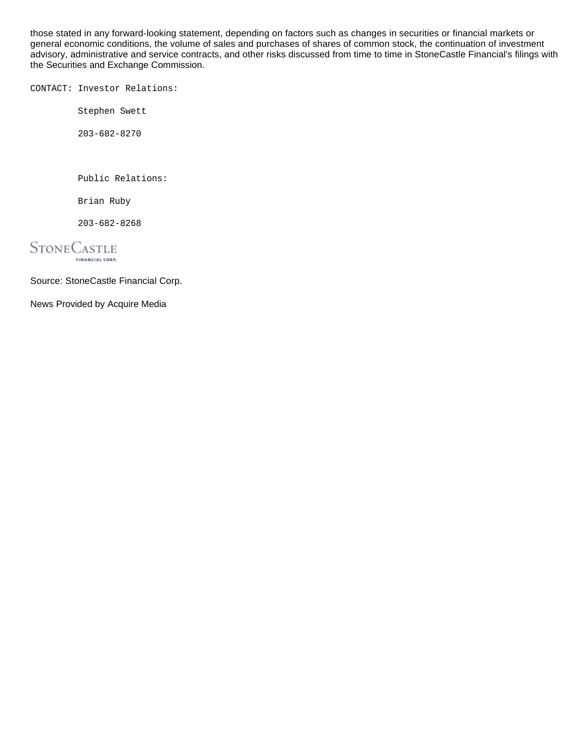those stated in any forward-looking statement, depending on factors such as changes in securities or financial markets or general economic conditions, the volume of sales and purchases of shares of common stock, the continuation of investment advisory, administrative and service contracts, and other risks discussed from time to time in StoneCastle Financial's filings with the Securities and Exchange Commission.

```
CONTACT: Investor Relations:

         Stephen Swett

         203-682-8270



         Public Relations:

         Brian Ruby

         203-682-8268
```

StoneCastle
FINANCIAL CORP.

Source: StoneCastle Financial Corp.

News Provided by Acquire Media